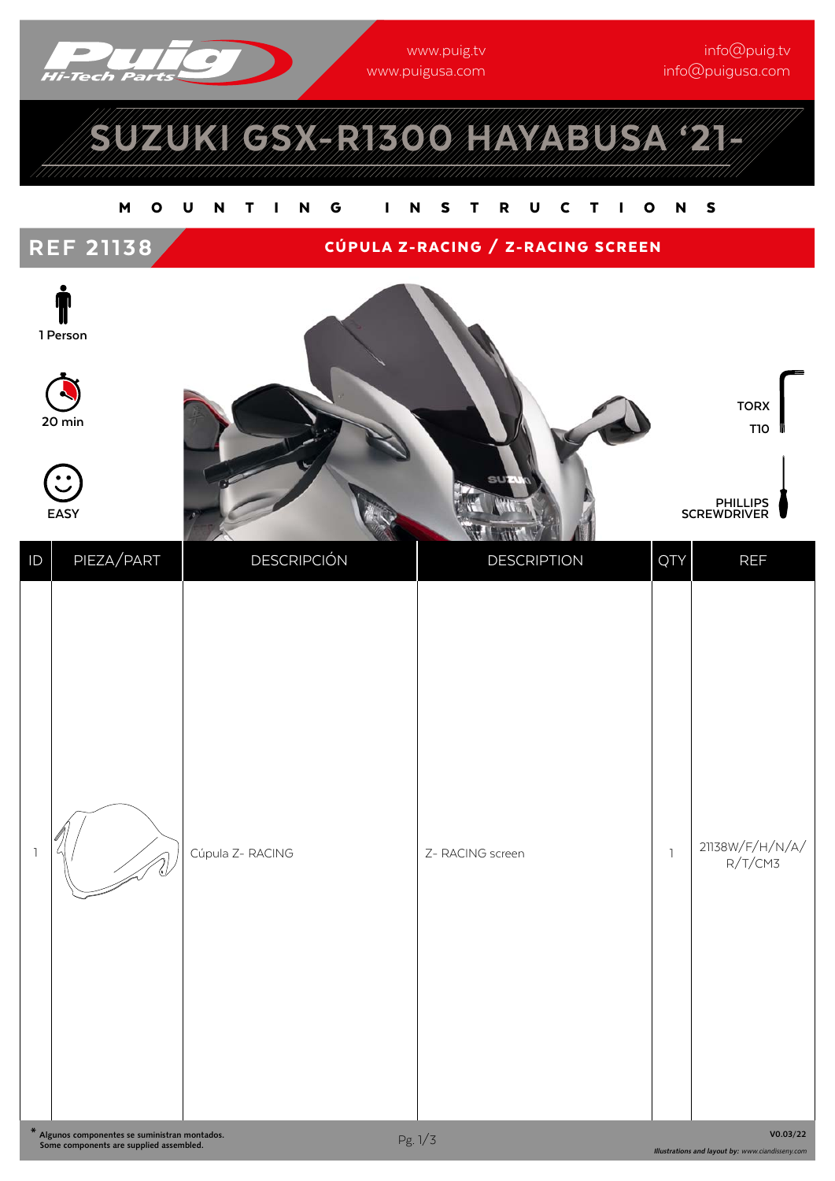www.puig.tv
www.puigusa.com

info@puig.tv
info@puigusa.com

# SUZUKI GSX-R1300 HAYABUSA '21-

## MOUNTING INSTRUCTIONS

## REF 21138 — CÚPULA Z-RACING / Z-RACING SCREEN

1 Person

20 min

EASY

TORX T10

PHILLIPS SCREWDRIVER

| ID | PIEZA/PART | DESCRIPCIÓN | DESCRIPTION | QTY | REF |
|---|---|---|---|---|---|
| 1 | | Cúpula Z- RACING | Z- RACING screen | 1 | 21138W/F/H/N/A/R/T/CM3 |

**\* Algunos componentes se suministran montados.**
**Some components are supplied assembled.**

V0.03/22

*Illustrations and layout by: www.ciandisseny.com*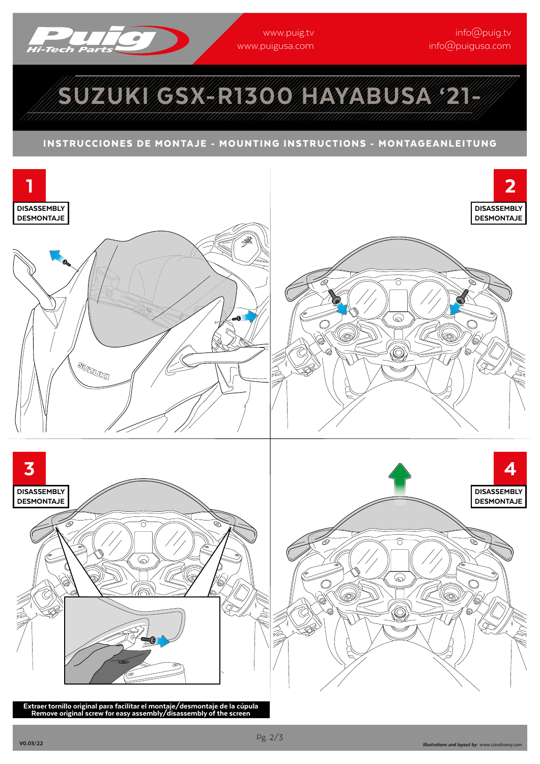www.puig.tv
www.puigusa.com

info@puig.tv
info@puigusa.com

# SUZUKI GSX-R1300 HAYABUSA '21-

## INSTRUCCIONES DE MONTAJE - MOUNTING INSTRUCTIONS - MONTAGEANLEITUNG

**1**

**DISASSEMBLY**
**DESMONTAJE**

**2**

**DISASSEMBLY**
**DESMONTAJE**

**3**

**DISASSEMBLY**
**DESMONTAJE**

**Extraer tornillo original para facilitar el montaje/desmontaje de la cúpula**
**Remove original screw for easy assembly/disassembly of the screen**

**4**

**DISASSEMBLY**
**DESMONTAJE**

V0.03/22

*Illustrations and layout by: www.ciandisseny.com*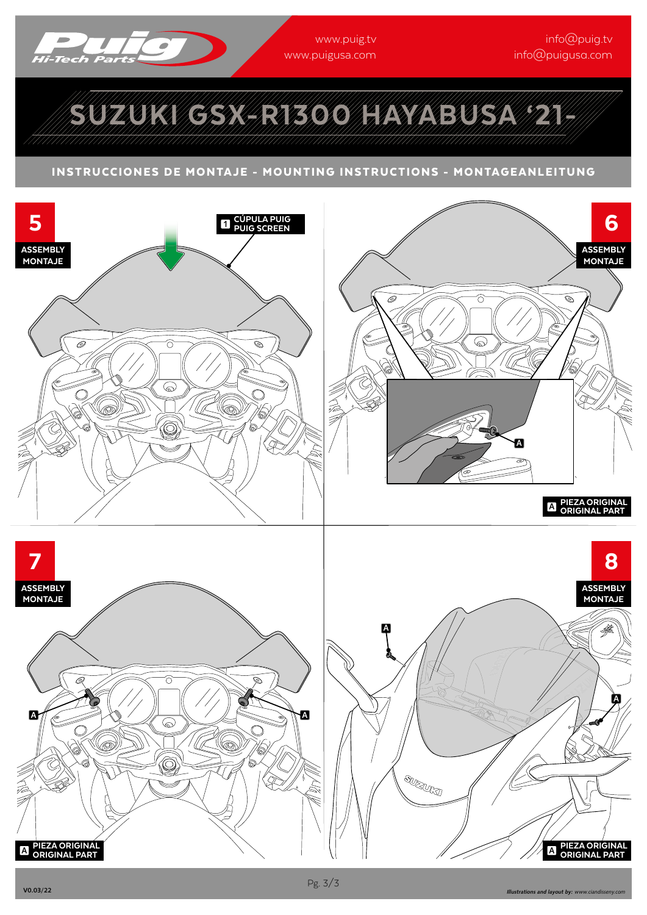Puig Hi-Tech Parts

www.puig.tv
www.puigusa.com

info@puig.tv
info@puigusa.com

# SUZUKI GSX-R1300 HAYABUSA '21-

## INSTRUCCIONES DE MONTAJE - MOUNTING INSTRUCTIONS - MONTAGEANLEITUNG

### 5

ASSEMBLY
MONTAJE

1 CÚPULA PUIG
PUIG SCREEN

### 6

ASSEMBLY
MONTAJE

A

A PIEZA ORIGINAL
ORIGINAL PART

### 7

ASSEMBLY
MONTAJE

A

A

A PIEZA ORIGINAL
ORIGINAL PART

### 8

ASSEMBLY
MONTAJE

A

A

A PIEZA ORIGINAL
ORIGINAL PART

V0.03/22

*Illustrations and layout by: www.ciandisseny.com*